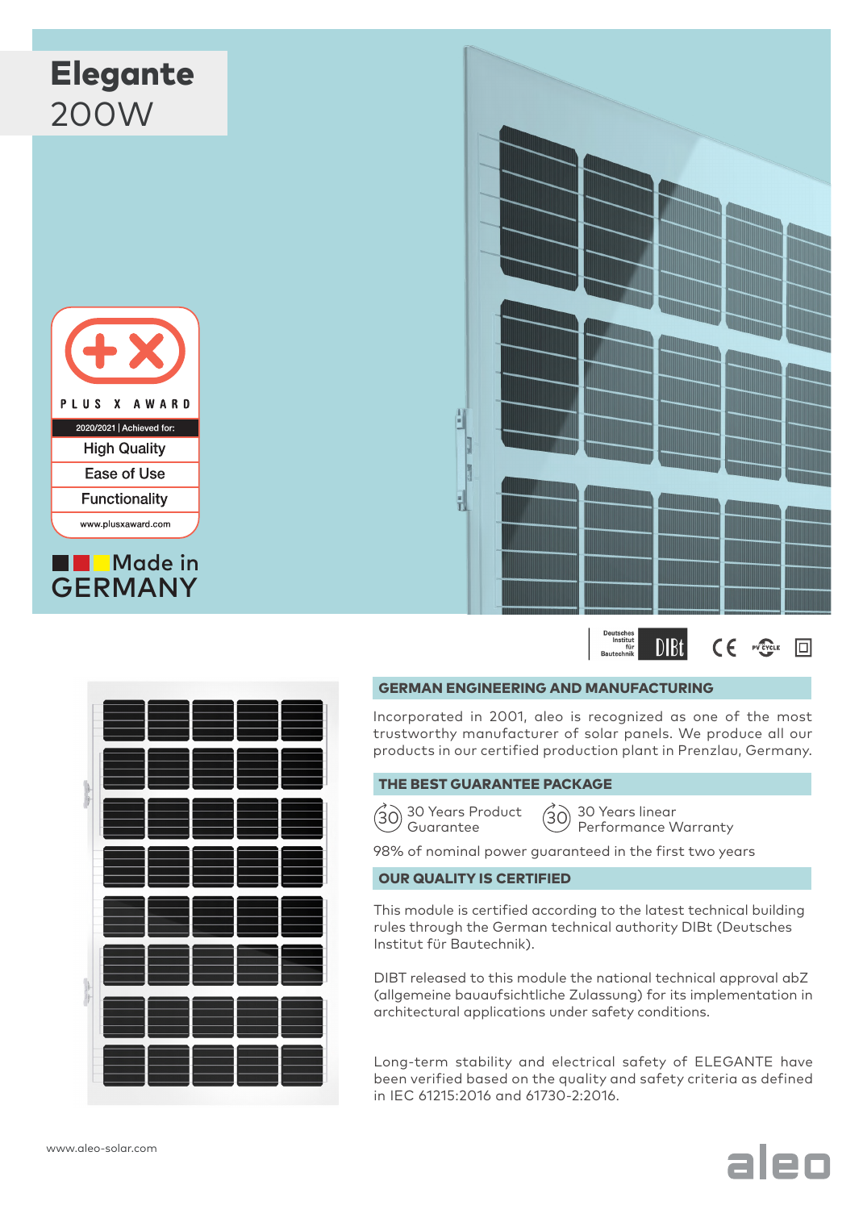# Elegante
200W

PLUS X AWARD

2020/2021 | Achieved for:

- High Quality
- Ease of Use
- Functionality

www.plusxaward.com

Made in GERMANY

Deutsches Institut für Bautechnik DIBt

## GERMAN ENGINEERING AND MANUFACTURING

Incorporated in 2001, aleo is recognized as one of the most trustworthy manufacturer of solar panels. We produce all our products in our certified production plant in Prenzlau, Germany.

## THE BEST GUARANTEE PACKAGE

30 Years Product Guarantee

30 Years linear Performance Warranty

98% of nominal power guaranteed in the first two years

## OUR QUALITY IS CERTIFIED

This module is certified according to the latest technical building rules through the German technical authority DIBt (Deutsches Institut für Bautechnik).

DIBT released to this module the national technical approval abZ (allgemeine bauaufsichtliche Zulassung) for its implementation in architectural applications under safety conditions.

Long-term stability and electrical safety of ELEGANTE have been verified based on the quality and safety criteria as defined in IEC 61215:2016 and 61730-2:2016.

www.aleo-solar.com

aleo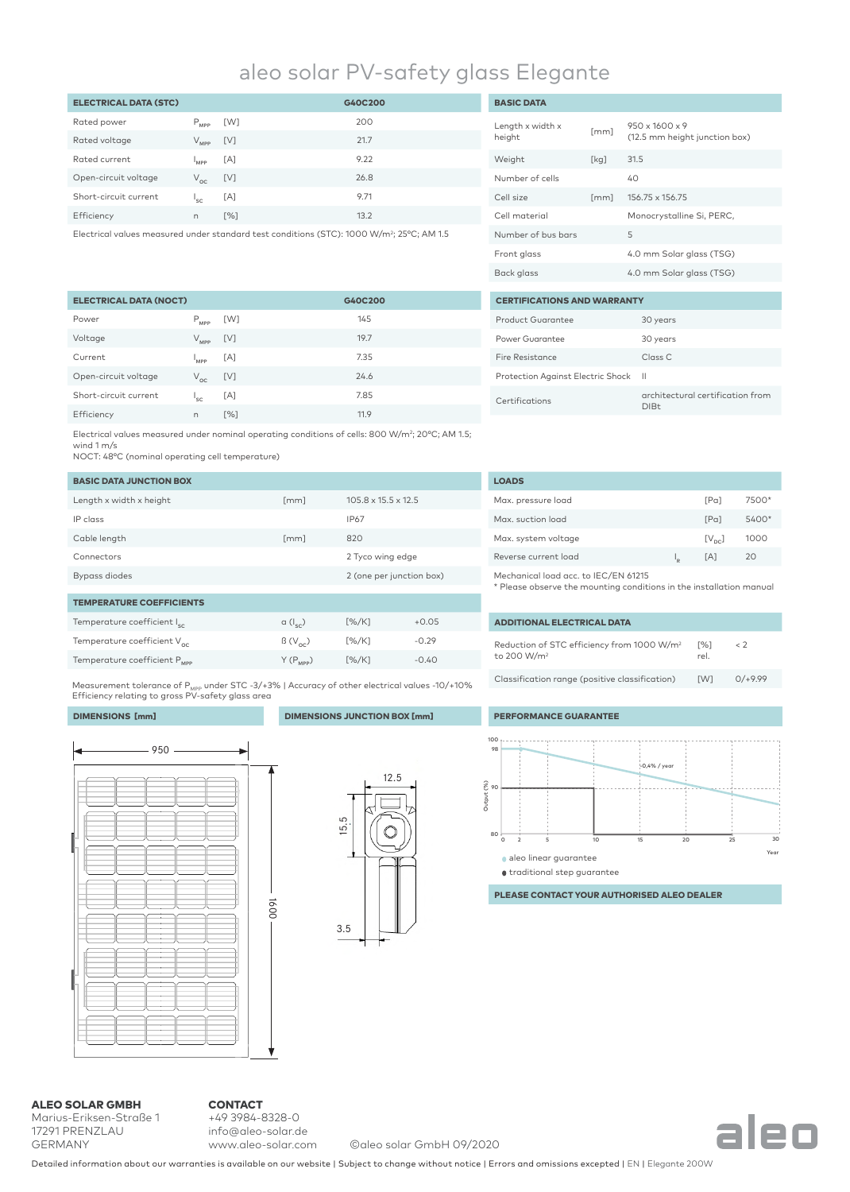# aleo solar PV-safety glass Elegante

| ELECTRICAL DATA (STC) | | | G40C200 |
|---|---|---|---|
| Rated power | $P_{MPP}$ | [W] | 200 |
| Rated voltage | $V_{MPP}$ | [V] | 21.7 |
| Rated current | $I_{MPP}$ | [A] | 9.22 |
| Open-circuit voltage | $V_{OC}$ | [V] | 26.8 |
| Short-circuit current | $I_{SC}$ | [A] | 9.71 |
| Efficiency | η | [%] | 13.2 |

Electrical values measured under standard test conditions (STC): 1000 W/m²; 25°C; AM 1.5

| BASIC DATA | | |
|---|---|---|
| Length x width x height | [mm] | 950 x 1600 x 9 (12.5 mm height junction box) |
| Weight | [kg] | 31.5 |
| Number of cells | | 40 |
| Cell size | [mm] | 156.75 x 156.75 |
| Cell material | | Monocrystalline Si, PERC, |
| Number of bus bars | | 5 |
| Front glass | | 4.0 mm Solar glass (TSG) |
| Back glass | | 4.0 mm Solar glass (TSG) |

| ELECTRICAL DATA (NOCT) | | | G40C200 |
|---|---|---|---|
| Power | $P_{MPP}$ | [W] | 145 |
| Voltage | $V_{MPP}$ | [V] | 19.7 |
| Current | $I_{MPP}$ | [A] | 7.35 |
| Open-circuit voltage | $V_{OC}$ | [V] | 24.6 |
| Short-circuit current | $I_{SC}$ | [A] | 7.85 |
| Efficiency | η | [%] | 11.9 |

Electrical values measured under nominal operating conditions of cells: 800 W/m²; 20°C; AM 1.5; wind 1 m/s
NOCT: 48°C (nominal operating cell temperature)

| CERTIFICATIONS AND WARRANTY | |
|---|---|
| Product Guarantee | 30 years |
| Power Guarantee | 30 years |
| Fire Resistance | Class C |
| Protection Against Electric Shock | II |
| Certifications | architectural certification from DIBt |

| BASIC DATA JUNCTION BOX | | |
|---|---|---|
| Length x width x height | [mm] | 105.8 x 15.5 x 12.5 |
| IP class | | IP67 |
| Cable length | [mm] | 820 |
| Connectors | | 2 Tyco wing edge |
| Bypass diodes | | 2 (one per junction box) |

| LOADS | | | |
|---|---|---|---|
| Max. pressure load | | [Pa] | 7500* |
| Max. suction load | | [Pa] | 5400* |
| Max. system voltage | | [$V_{DC}$] | 1000 |
| Reverse current load | $I_R$ | [A] | 20 |

Mechanical load acc. to IEC/EN 61215
* Please observe the mounting conditions in the installation manual

| TEMPERATURE COEFFICIENTS | | | |
|---|---|---|---|
| Temperature coefficient $I_{SC}$ | α ($I_{SC}$) | [%/K] | +0.05 |
| Temperature coefficient $V_{OC}$ | β ($V_{OC}$) | [%/K] | -0.29 |
| Temperature coefficient $P_{MPP}$ | γ ($P_{MPP}$) | [%/K] | -0.40 |

Measurement tolerance of $P_{MPP}$ under STC -3/+3% | Accuracy of other electrical values -10/+10%
Efficiency relating to gross PV-safety glass area

| ADDITIONAL ELECTRICAL DATA | | |
|---|---|---|
| Reduction of STC efficiency from 1000 W/m² to 200 W/m² | [%] rel. | < 2 |
| Classification range (positive classification) | [W] | 0/+9.99 |

## DIMENSIONS [mm]

950

1600

## DIMENSIONS JUNCTION BOX [mm]

12.5

15.5

3.5

## PERFORMANCE GUARANTEE

100
98
90
80
Output (%)
0 2 5 10 15 20 25 30
Year
0.4% / year

aleo linear guarantee
traditional step guarantee

**PLEASE CONTACT YOUR AUTHORISED ALEO DEALER**

**ALEO SOLAR GMBH**
Marius-Eriksen-Straße 1
17291 PRENZLAU
GERMANY

**CONTACT**
+49 3984-8328-0
info@aleo-solar.de
www.aleo-solar.com

©aleo solar GmbH 09/2020

aleo

Detailed information about our warranties is available on our website | Subject to change without notice | Errors and omissions excepted | EN | Elegante 200W